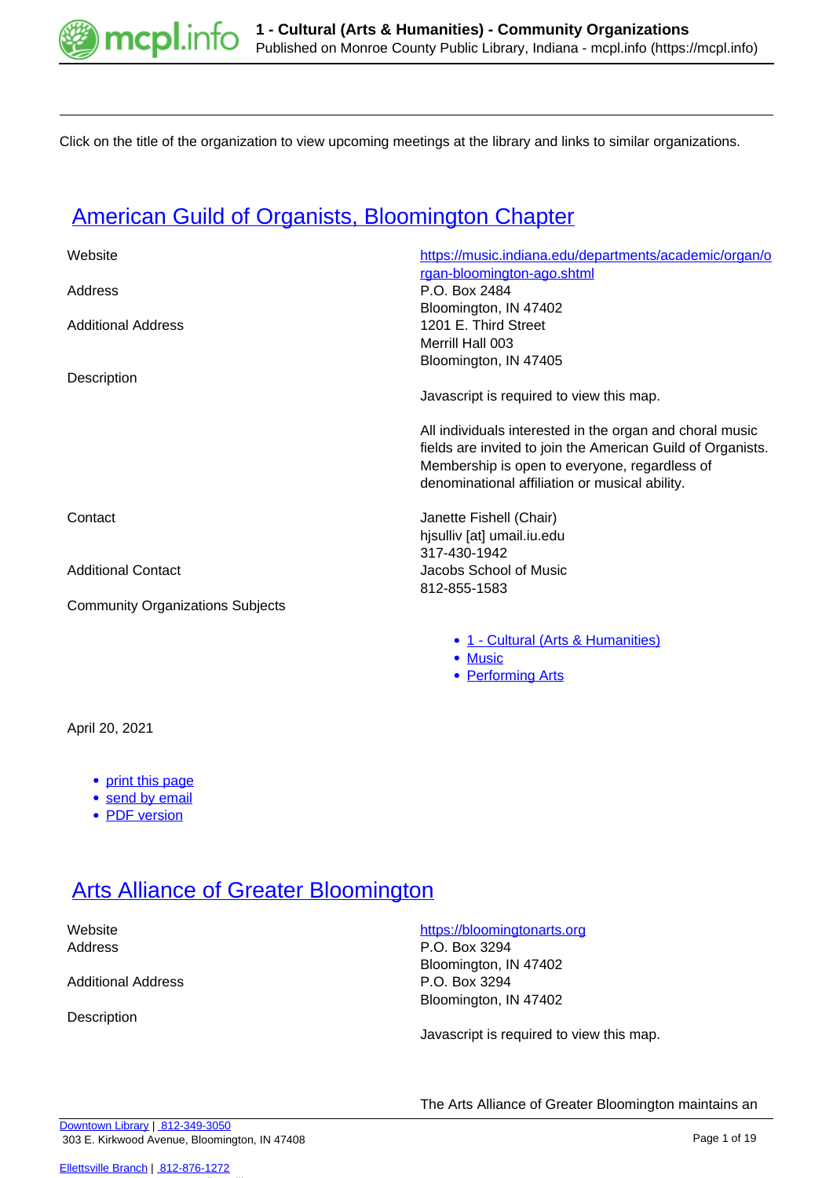Click on the title of the organization to view upcoming meetings at the library and links to similar organizations.

## American Guild of Organists, Bloomington Chapter

| | |
|---|---|
| Website | https://music.indiana.edu/departments/academic/organ/organ-bloomington-ago.shtml |
| Address | P.O. Box 2484<br>Bloomington, IN 47402 |
| Additional Address | 1201 E. Third Street<br>Merrill Hall 003<br>Bloomington, IN 47405 |
| Description | Javascript is required to view this map.<br><br>All individuals interested in the organ and choral music fields are invited to join the American Guild of Organists. Membership is open to everyone, regardless of denominational affiliation or musical ability. |
| Contact | Janette Fishell (Chair)<br>hjsulliv [at] umail.iu.edu<br>317-430-1942 |
| Additional Contact | Jacobs School of Music<br>812-855-1583 |
| Community Organizations Subjects | • 1 - Cultural (Arts & Humanities)<br>• Music<br>• Performing Arts |

April 20, 2021

- print this page
- send by email
- PDF version

## Arts Alliance of Greater Bloomington

| | |
|---|---|
| Website | https://bloomingtonarts.org |
| Address | P.O. Box 3294<br>Bloomington, IN 47402 |
| Additional Address | P.O. Box 3294<br>Bloomington, IN 47402 |
| Description | Javascript is required to view this map.<br><br>The Arts Alliance of Greater Bloomington maintains an |

Downtown Library | 812-349-3050
303 E. Kirkwood Avenue, Bloomington, IN 47408

Ellettsville Branch | 812-876-1272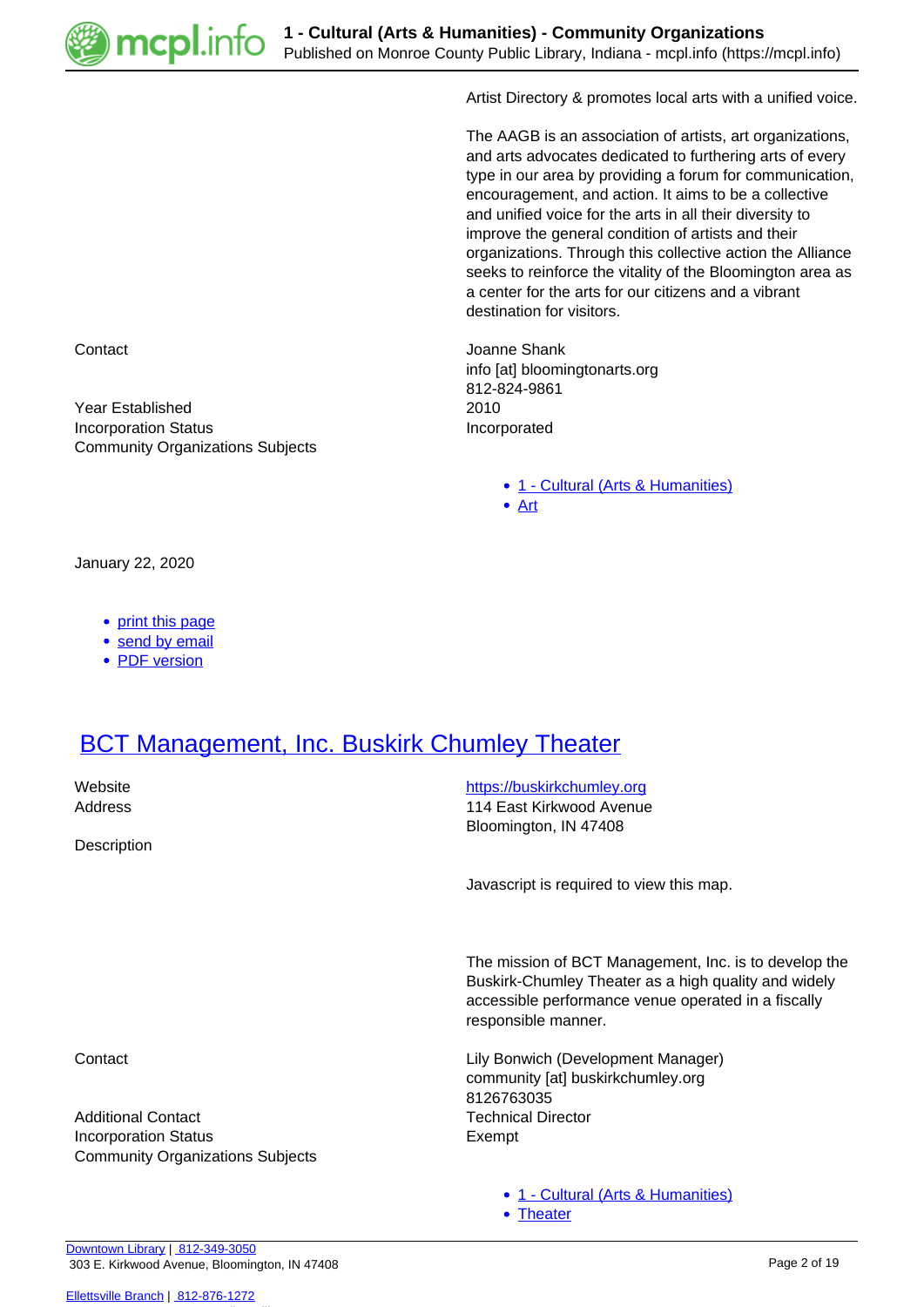Artist Directory & promotes local arts with a unified voice.

The AAGB is an association of artists, art organizations, and arts advocates dedicated to furthering arts of every type in our area by providing a forum for communication, encouragement, and action. It aims to be a collective and unified voice for the arts in all their diversity to improve the general condition of artists and their organizations. Through this collective action the Alliance seeks to reinforce the vitality of the Bloomington area as a center for the arts for our citizens and a vibrant destination for visitors.

| | |
|---|---|
| Contact | Joanne Shank<br>info [at] bloomingtonarts.org<br>812-824-9861 |
| Year Established | 2010 |
| Incorporation Status | Incorporated |
| Community Organizations Subjects | • 1 - Cultural (Arts & Humanities)<br>• Art |

January 22, 2020

- print this page
- send by email
- PDF version

## BCT Management, Inc. Buskirk Chumley Theater

| | |
|---|---|
| Website | https://buskirkchumley.org |
| Address | 114 East Kirkwood Avenue<br>Bloomington, IN 47408 |
| Description | Javascript is required to view this map.<br><br>The mission of BCT Management, Inc. is to develop the Buskirk-Chumley Theater as a high quality and widely accessible performance venue operated in a fiscally responsible manner. |
| Contact | Lily Bonwich (Development Manager)<br>community [at] buskirkchumley.org<br>8126763035 |
| Additional Contact | Technical Director |
| Incorporation Status | Exempt |
| Community Organizations Subjects | • 1 - Cultural (Arts & Humanities)<br>• Theater |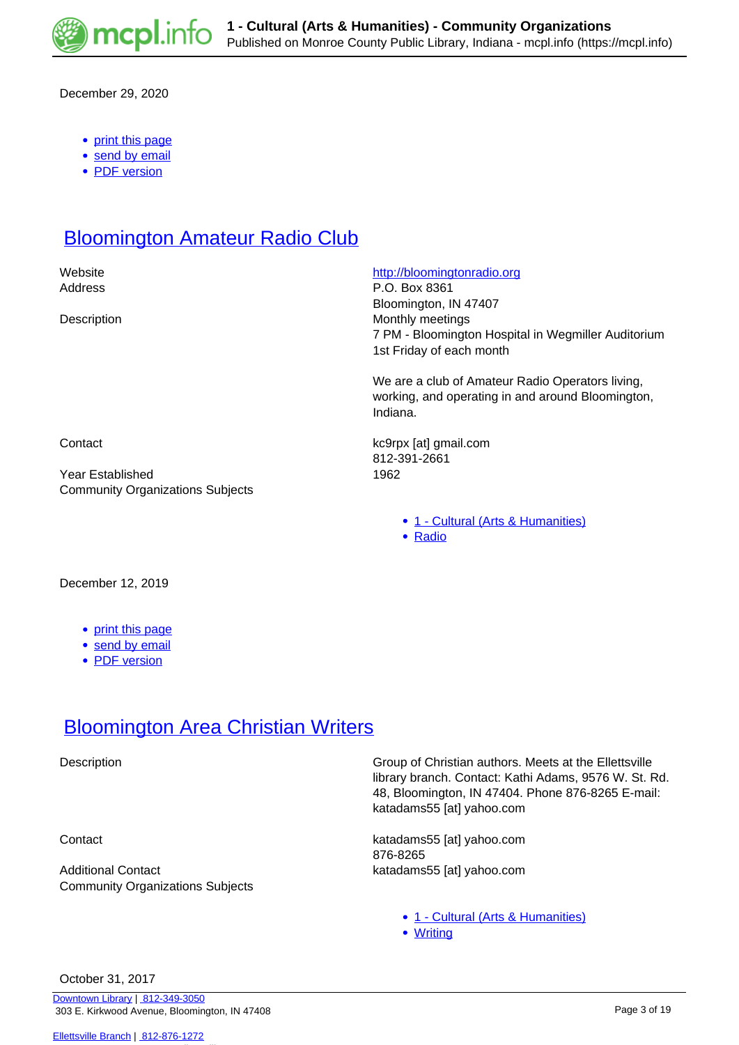December 29, 2020

- print this page
- send by email
- PDF version

## Bloomington Amateur Radio Club

| | |
|---|---|
| Website | http://bloomingtonradio.org |
| Address | P.O. Box 8361<br>Bloomington, IN 47407 |
| Description | Monthly meetings<br>7 PM - Bloomington Hospital in Wegmiller Auditorium<br>1st Friday of each month<br><br>We are a club of Amateur Radio Operators living, working, and operating in and around Bloomington, Indiana. |
| Contact | kc9rpx [at] gmail.com<br>812-391-2661 |
| Year Established | 1962 |
| Community Organizations Subjects | • 1 - Cultural (Arts & Humanities)<br>• Radio |

December 12, 2019

- print this page
- send by email
- PDF version

## Bloomington Area Christian Writers

| | |
|---|---|
| Description | Group of Christian authors. Meets at the Ellettsville library branch. Contact: Kathi Adams, 9576 W. St. Rd. 48, Bloomington, IN 47404. Phone 876-8265 E-mail: katadams55 [at] yahoo.com |
| Contact | katadams55 [at] yahoo.com<br>876-8265 |
| Additional Contact | katadams55 [at] yahoo.com |
| Community Organizations Subjects | • 1 - Cultural (Arts & Humanities)<br>• Writing |

October 31, 2017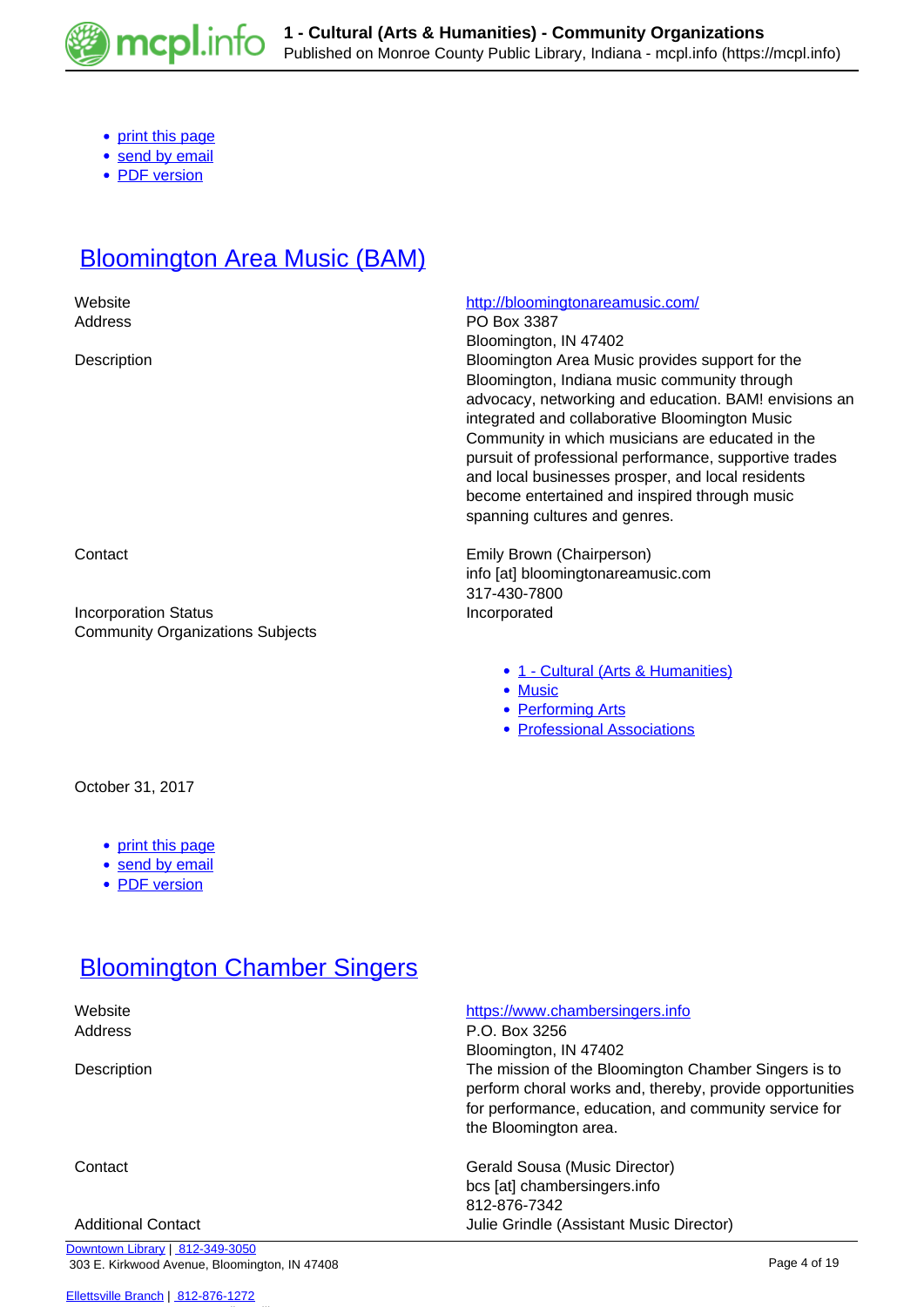- print this page
- send by email
- PDF version

## Bloomington Area Music (BAM)

| | |
|---|---|
| Website | http://bloomingtonareamusic.com/ |
| Address | PO Box 3387<br>Bloomington, IN 47402 |
| Description | Bloomington Area Music provides support for the Bloomington, Indiana music community through advocacy, networking and education. BAM! envisions an integrated and collaborative Bloomington Music Community in which musicians are educated in the pursuit of professional performance, supportive trades and local businesses prosper, and local residents become entertained and inspired through music spanning cultures and genres. |
| Contact | Emily Brown (Chairperson)<br>info [at] bloomingtonareamusic.com<br>317-430-7800 |
| Incorporation Status | Incorporated |
| Community Organizations Subjects | |

- 1 - Cultural (Arts & Humanities)
- Music
- Performing Arts
- Professional Associations

October 31, 2017

- print this page
- send by email
- PDF version

## Bloomington Chamber Singers

| | |
|---|---|
| Website | https://www.chambersingers.info |
| Address | P.O. Box 3256<br>Bloomington, IN 47402 |
| Description | The mission of the Bloomington Chamber Singers is to perform choral works and, thereby, provide opportunities for performance, education, and community service for the Bloomington area. |
| Contact | Gerald Sousa (Music Director)<br>bcs [at] chambersingers.info<br>812-876-7342 |
| Additional Contact | Julie Grindle (Assistant Music Director) |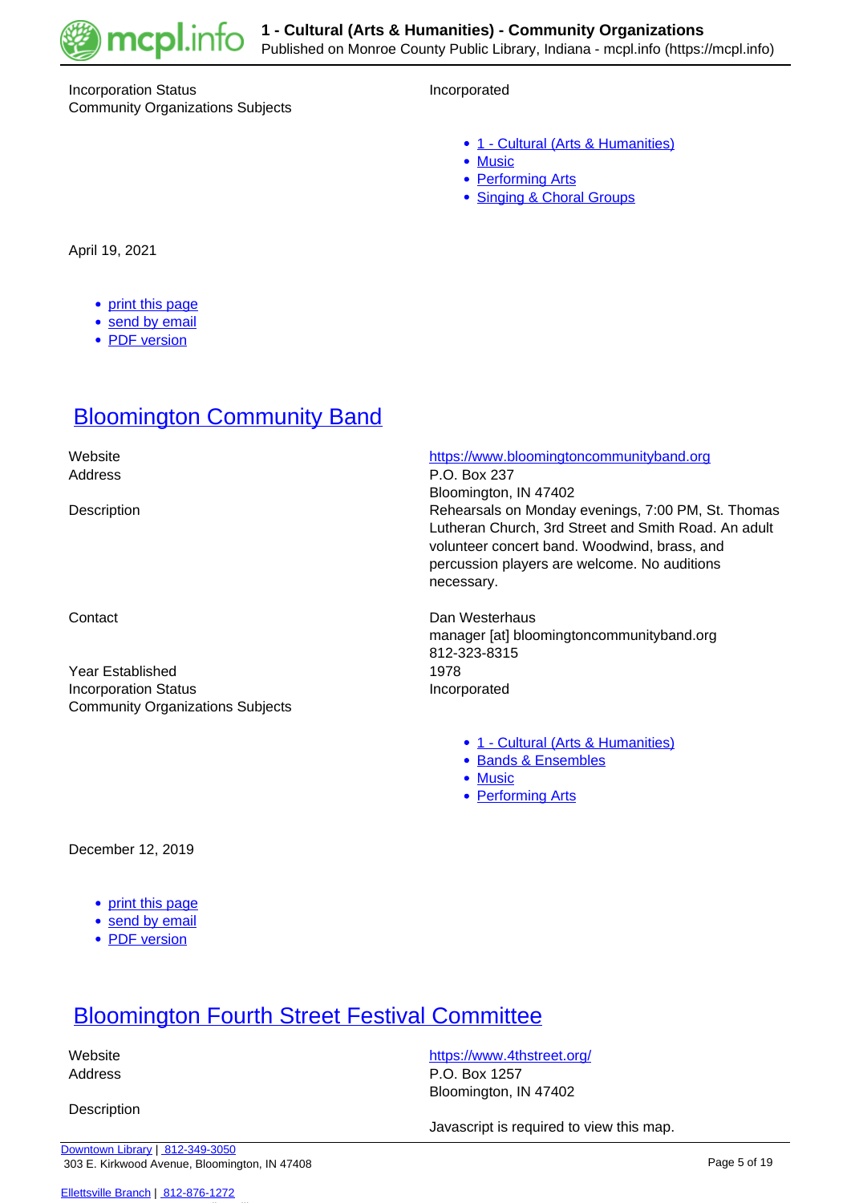Incorporation Status: Incorporated

Community Organizations Subjects:

- 1 - Cultural (Arts & Humanities)
- Music
- Performing Arts
- Singing & Choral Groups

April 19, 2021

- print this page
- send by email
- PDF version

## Bloomington Community Band

Website: https://www.bloomingtoncommunityband.org

Address: P.O. Box 237
Bloomington, IN 47402

Description: Rehearsals on Monday evenings, 7:00 PM, St. Thomas Lutheran Church, 3rd Street and Smith Road. An adult volunteer concert band. Woodwind, brass, and percussion players are welcome. No auditions necessary.

Contact: Dan Westerhaus
manager [at] bloomingtoncommunityband.org
812-323-8315

Year Established: 1978

Incorporation Status: Incorporated

Community Organizations Subjects:

- 1 - Cultural (Arts & Humanities)
- Bands & Ensembles
- Music
- Performing Arts

December 12, 2019

- print this page
- send by email
- PDF version

## Bloomington Fourth Street Festival Committee

Website: https://www.4thstreet.org/

Address: P.O. Box 1257
Bloomington, IN 47402

Description:

Javascript is required to view this map.

Downtown Library | 812-349-3050
303 E. Kirkwood Avenue, Bloomington, IN 47408

Ellettsville Branch | 812-876-1272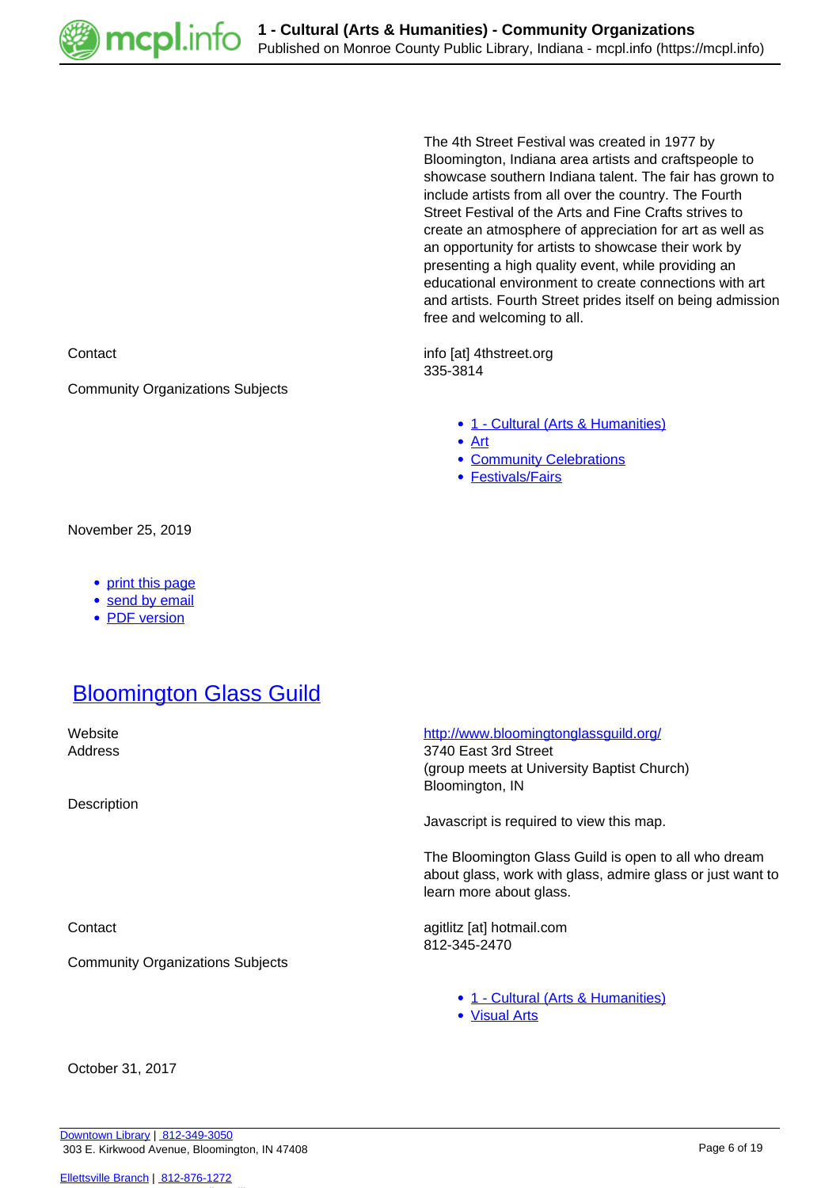The 4th Street Festival was created in 1977 by Bloomington, Indiana area artists and craftspeople to showcase southern Indiana talent. The fair has grown to include artists from all over the country. The Fourth Street Festival of the Arts and Fine Crafts strives to create an atmosphere of appreciation for art as well as an opportunity for artists to showcase their work by presenting a high quality event, while providing an educational environment to create connections with art and artists. Fourth Street prides itself on being admission free and welcoming to all.

Contact

info [at] 4thstreet.org
335-3814

Community Organizations Subjects

- 1 - Cultural (Arts & Humanities)
- Art
- Community Celebrations
- Festivals/Fairs

November 25, 2019

- print this page
- send by email
- PDF version

## Bloomington Glass Guild

Website

http://www.bloomingtonglassguild.org/

Address

3740 East 3rd Street
(group meets at University Baptist Church)
Bloomington, IN

Description

Javascript is required to view this map.

The Bloomington Glass Guild is open to all who dream about glass, work with glass, admire glass or just want to learn more about glass.

Contact

agitlitz [at] hotmail.com
812-345-2470

Community Organizations Subjects

- 1 - Cultural (Arts & Humanities)
- Visual Arts

October 31, 2017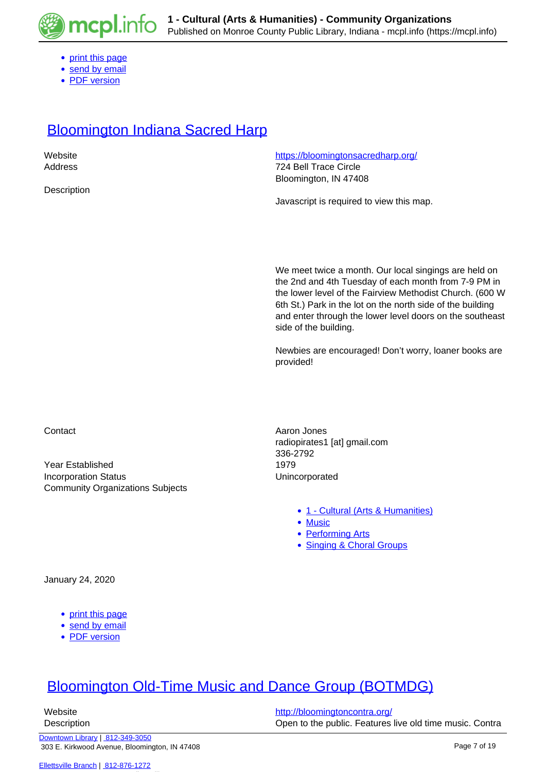- print this page
- send by email
- PDF version

# Bloomington Indiana Sacred Harp

| | |
|---|---|
| Website | https://bloomingtonsacredharp.org/ |
| Address | 724 Bell Trace Circle<br>Bloomington, IN 47408 |
| Description | Javascript is required to view this map.<br><br>We meet twice a month. Our local singings are held on the 2nd and 4th Tuesday of each month from 7-9 PM in the lower level of the Fairview Methodist Church. (600 W 6th St.) Park in the lot on the north side of the building and enter through the lower level doors on the southeast side of the building.<br><br>Newbies are encouraged! Don't worry, loaner books are provided! |
| Contact | Aaron Jones<br>radiopirates1 [at] gmail.com<br>336-2792 |
| Year Established | 1979 |
| Incorporation Status | Unincorporated |
| Community Organizations Subjects | • 1 - Cultural (Arts & Humanities)<br>• Music<br>• Performing Arts<br>• Singing & Choral Groups |

January 24, 2020

- print this page
- send by email
- PDF version

# Bloomington Old-Time Music and Dance Group (BOTMDG)

| | |
|---|---|
| Website | http://bloomingtoncontra.org/ |
| Description | Open to the public. Features live old time music. Contra |

Downtown Library | 812-349-3050
303 E. Kirkwood Avenue, Bloomington, IN 47408

Ellettsville Branch | 812-876-1272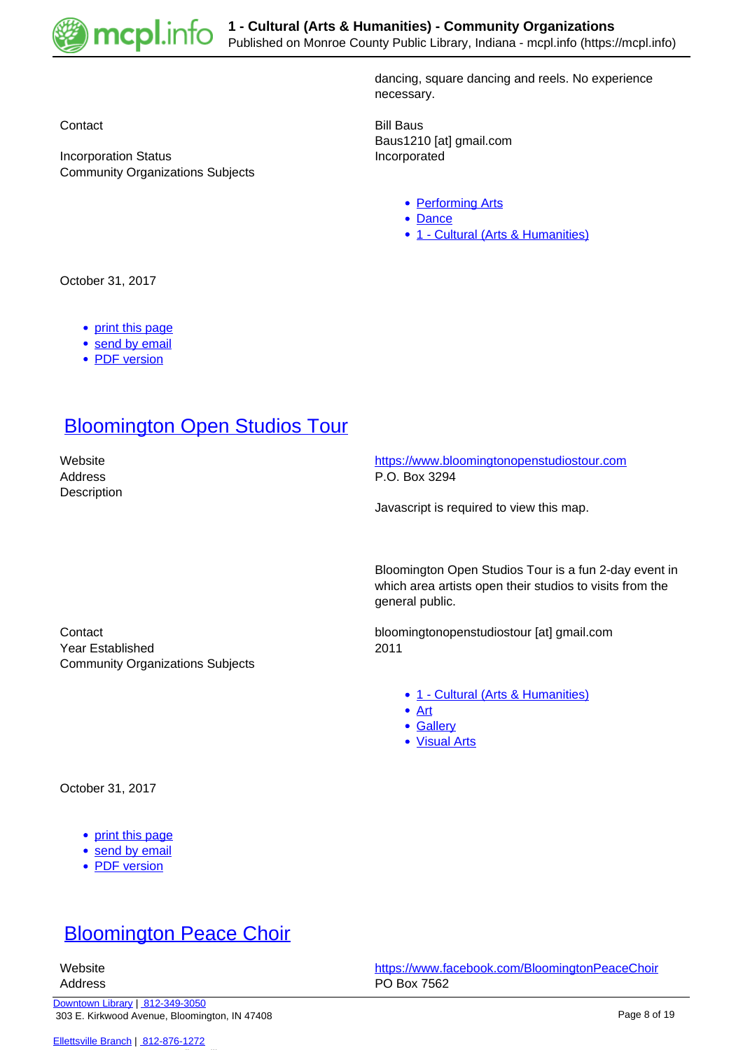dancing, square dancing and reels. No experience necessary.

| | |
|---|---|
| Contact | Bill Baus<br>Baus1210 [at] gmail.com |
| Incorporation Status | Incorporated |
| Community Organizations Subjects | |

- [Performing Arts]
- [Dance]
- [1 - Cultural (Arts & Humanities)]

October 31, 2017

- [print this page]
- [send by email]
- [PDF version]

## Bloomington Open Studios Tour

| | |
|---|---|
| Website | https://www.bloomingtonopenstudiostour.com |
| Address | P.O. Box 3294 |
| Description | Javascript is required to view this map.<br><br>Bloomington Open Studios Tour is a fun 2-day event in which area artists open their studios to visits from the general public. |
| Contact | bloomingtonopenstudiostour [at] gmail.com |
| Year Established | 2011 |
| Community Organizations Subjects | |

- [1 - Cultural (Arts & Humanities)]
- [Art]
- [Gallery]
- [Visual Arts]

October 31, 2017

- [print this page]
- [send by email]
- [PDF version]

## Bloomington Peace Choir

| | |
|---|---|
| Website | https://www.facebook.com/BloomingtonPeaceChoir |
| Address | PO Box 7562 |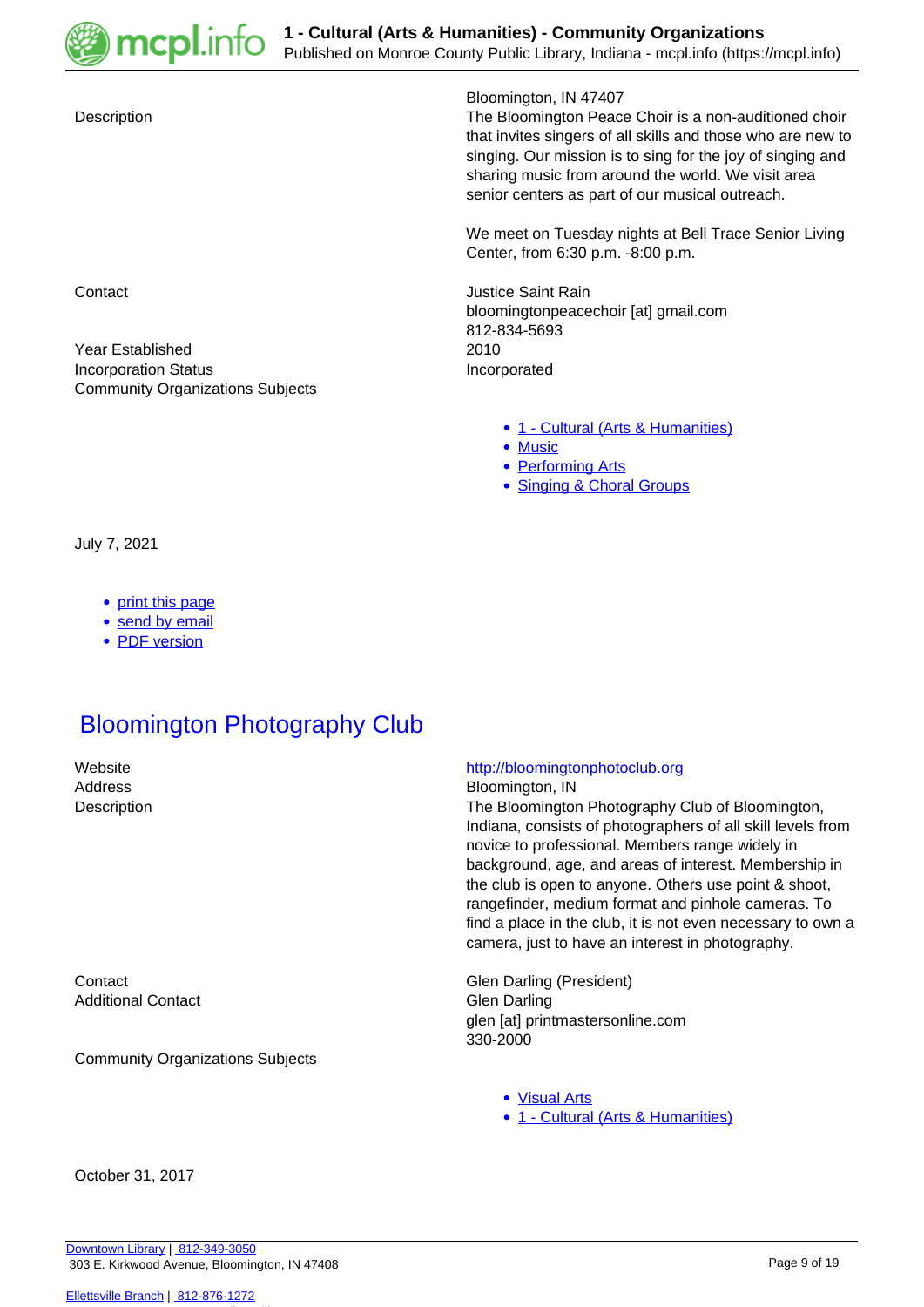| | |
|---|---|
| | Bloomington, IN 47407 |
| Description | The Bloomington Peace Choir is a non-auditioned choir that invites singers of all skills and those who are new to singing. Our mission is to sing for the joy of singing and sharing music from around the world. We visit area senior centers as part of our musical outreach.<br><br>We meet on Tuesday nights at Bell Trace Senior Living Center, from 6:30 p.m. -8:00 p.m. |
| Contact | Justice Saint Rain<br>bloomingtonpeacechoir [at] gmail.com<br>812-834-5693 |
| Year Established | 2010 |
| Incorporation Status | Incorporated |
| Community Organizations Subjects | <ul><li>1 - Cultural (Arts & Humanities)</li><li>Music</li><li>Performing Arts</li><li>Singing & Choral Groups</li></ul> |

July 7, 2021

- print this page
- send by email
- PDF version

## Bloomington Photography Club

| | |
|---|---|
| Website | http://bloomingtonphotoclub.org |
| Address | Bloomington, IN |
| Description | The Bloomington Photography Club of Bloomington, Indiana, consists of photographers of all skill levels from novice to professional. Members range widely in background, age, and areas of interest. Membership in the club is open to anyone. Others use point & shoot, rangefinder, medium format and pinhole cameras. To find a place in the club, it is not even necessary to own a camera, just to have an interest in photography. |
| Contact | Glen Darling (President) |
| Additional Contact | Glen Darling<br>glen [at] printmastersonline.com<br>330-2000 |
| Community Organizations Subjects | <ul><li>Visual Arts</li><li>1 - Cultural (Arts & Humanities)</li></ul> |

October 31, 2017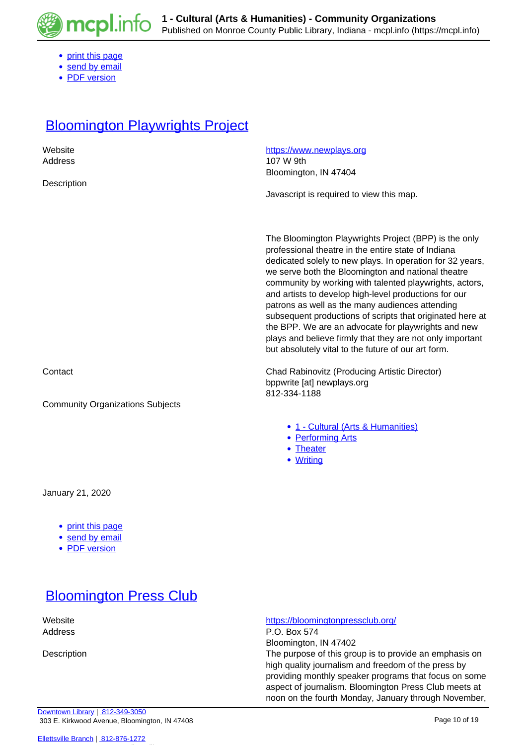- print this page
- send by email
- PDF version

# Bloomington Playwrights Project

| | |
|---|---|
| Website | https://www.newplays.org |
| Address | 107 W 9th<br>Bloomington, IN 47404 |
| Description | Javascript is required to view this map.<br><br>The Bloomington Playwrights Project (BPP) is the only professional theatre in the entire state of Indiana dedicated solely to new plays. In operation for 32 years, we serve both the Bloomington and national theatre community by working with talented playwrights, actors, and artists to develop high-level productions for our patrons as well as the many audiences attending subsequent productions of scripts that originated here at the BPP. We are an advocate for playwrights and new plays and believe firmly that they are not only important but absolutely vital to the future of our art form. |
| Contact | Chad Rabinovitz (Producing Artistic Director)<br>bppwrite [at] newplays.org<br>812-334-1188 |
| Community Organizations Subjects | • 1 - Cultural (Arts & Humanities)<br>• Performing Arts<br>• Theater<br>• Writing |

January 21, 2020

- print this page
- send by email
- PDF version

# Bloomington Press Club

| | |
|---|---|
| Website | https://bloomingtonpressclub.org/ |
| Address | P.O. Box 574<br>Bloomington, IN 47402 |
| Description | The purpose of this group is to provide an emphasis on high quality journalism and freedom of the press by providing monthly speaker programs that focus on some aspect of journalism. Bloomington Press Club meets at noon on the fourth Monday, January through November, |

Downtown Library | 812-349-3050
303 E. Kirkwood Avenue, Bloomington, IN 47408

Ellettsville Branch | 812-876-1272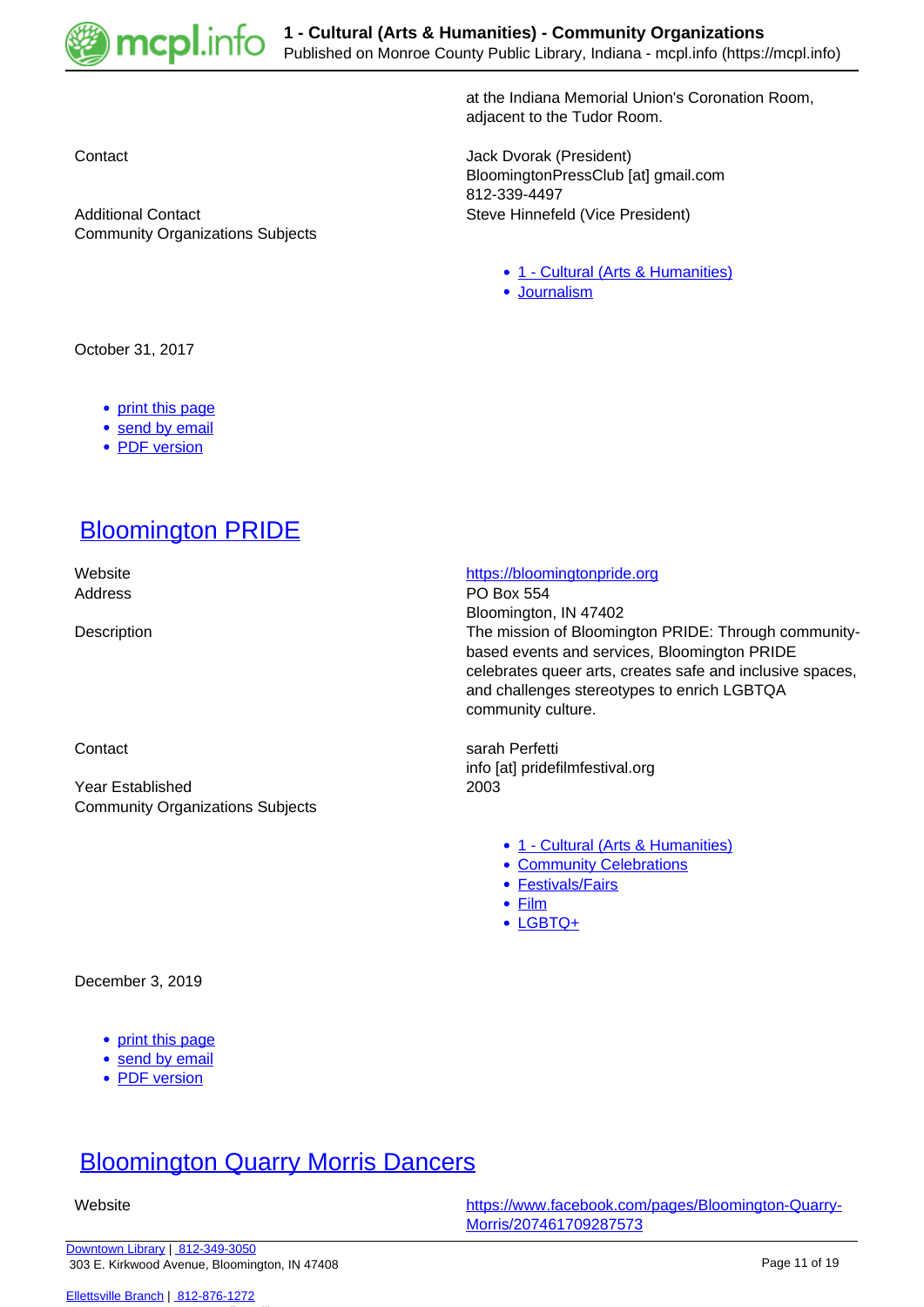at the Indiana Memorial Union's Coronation Room, adjacent to the Tudor Room.

Contact
Jack Dvorak (President)
BloomingtonPressClub [at] gmail.com
812-339-4497

Additional Contact
Steve Hinnefeld (Vice President)

Community Organizations Subjects

- 1 - Cultural (Arts & Humanities)
- Journalism

October 31, 2017

- print this page
- send by email
- PDF version

## Bloomington PRIDE

Website
https://bloomingtonpride.org

Address
PO Box 554
Bloomington, IN 47402

Description
The mission of Bloomington PRIDE: Through community-based events and services, Bloomington PRIDE celebrates queer arts, creates safe and inclusive spaces, and challenges stereotypes to enrich LGBTQA community culture.

Contact
sarah Perfetti
info [at] pridefilmfestival.org

Year Established
2003

Community Organizations Subjects

- 1 - Cultural (Arts & Humanities)
- Community Celebrations
- Festivals/Fairs
- Film
- LGBTQ+

December 3, 2019

- print this page
- send by email
- PDF version

## Bloomington Quarry Morris Dancers

Website
https://www.facebook.com/pages/Bloomington-Quarry-Morris/207461709287573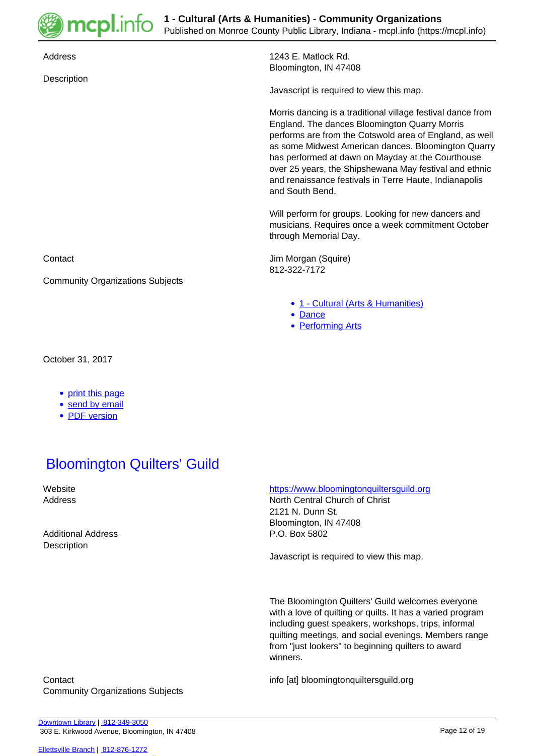Address

1243 E. Matlock Rd.
Bloomington, IN 47408

Description

Javascript is required to view this map.

Morris dancing is a traditional village festival dance from England. The dances Bloomington Quarry Morris performs are from the Cotswold area of England, as well as some Midwest American dances. Bloomington Quarry has performed at dawn on Mayday at the Courthouse over 25 years, the Shipshewana May festival and ethnic and renaissance festivals in Terre Haute, Indianapolis and South Bend.

Will perform for groups. Looking for new dancers and musicians. Requires once a week commitment October through Memorial Day.

Contact

Jim Morgan (Squire)
812-322-7172

Community Organizations Subjects

- 1 - Cultural (Arts & Humanities)
- Dance
- Performing Arts

October 31, 2017

- print this page
- send by email
- PDF version

## Bloomington Quilters' Guild

Website

https://www.bloomingtonquiltersguild.org

Address

North Central Church of Christ
2121 N. Dunn St.
Bloomington, IN 47408

Additional Address

P.O. Box 5802

Description

Javascript is required to view this map.

The Bloomington Quilters' Guild welcomes everyone with a love of quilting or quilts. It has a varied program including guest speakers, workshops, trips, informal quilting meetings, and social evenings. Members range from "just lookers" to beginning quilters to award winners.

Contact

info [at] bloomingtonquiltersguild.org

Community Organizations Subjects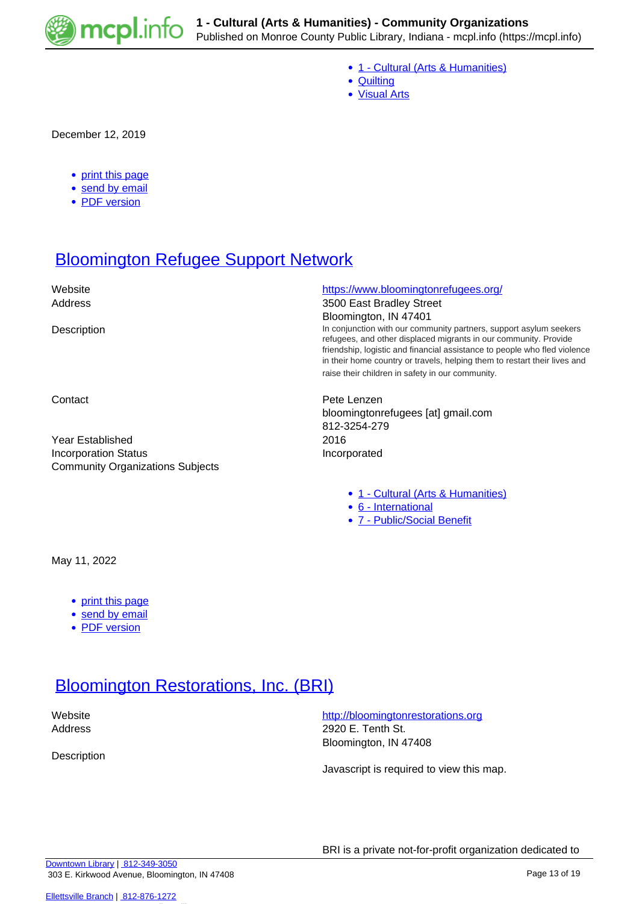- [1 - Cultural (Arts & Humanities)]
- [Quilting]
- [Visual Arts]

December 12, 2019

- print this page
- send by email
- PDF version

## Bloomington Refugee Support Network

| | |
|---|---|
| Website | https://www.bloomingtonrefugees.org/ |
| Address | 3500 East Bradley Street<br>Bloomington, IN 47401 |
| Description | In conjunction with our community partners, support asylum seekers refugees, and other displaced migrants in our community. Provide friendship, logistic and financial assistance to people who fled violence in their home country or travels, helping them to restart their lives and raise their children in safety in our community. |
| Contact | Pete Lenzen<br>bloomingtonrefugees [at] gmail.com<br>812-3254-279 |
| Year Established | 2016 |
| Incorporation Status | Incorporated |
| Community Organizations Subjects | |

- 1 - Cultural (Arts & Humanities)
- 6 - International
- 7 - Public/Social Benefit

May 11, 2022

- print this page
- send by email
- PDF version

## Bloomington Restorations, Inc. (BRI)

| | |
|---|---|
| Website | http://bloomingtonrestorations.org |
| Address | 2920 E. Tenth St.<br>Bloomington, IN 47408 |
| Description | |

Javascript is required to view this map.

BRI is a private not-for-profit organization dedicated to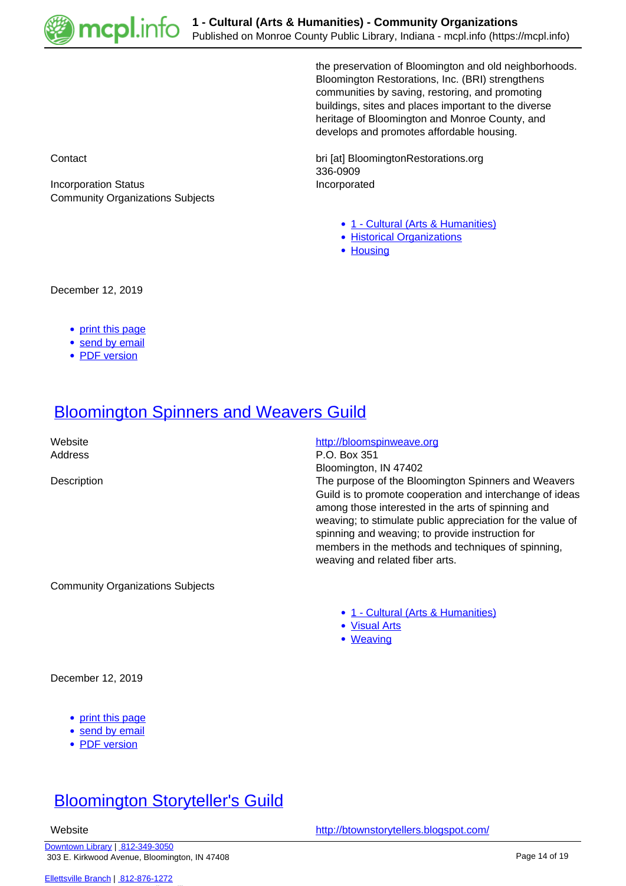the preservation of Bloomington and old neighborhoods. Bloomington Restorations, Inc. (BRI) strengthens communities by saving, restoring, and promoting buildings, sites and places important to the diverse heritage of Bloomington and Monroe County, and develops and promotes affordable housing.

| | |
|---|---|
| Contact | bri [at] BloomingtonRestorations.org<br>336-0909 |
| Incorporation Status | Incorporated |
| Community Organizations Subjects | |

- 1 - Cultural (Arts & Humanities)
- Historical Organizations
- Housing

December 12, 2019

- print this page
- send by email
- PDF version

## Bloomington Spinners and Weavers Guild

| | |
|---|---|
| Website | http://bloomspinweave.org |
| Address | P.O. Box 351<br>Bloomington, IN 47402 |
| Description | The purpose of the Bloomington Spinners and Weavers Guild is to promote cooperation and interchange of ideas among those interested in the arts of spinning and weaving; to stimulate public appreciation for the value of spinning and weaving; to provide instruction for members in the methods and techniques of spinning, weaving and related fiber arts. |
| Community Organizations Subjects | |

- 1 - Cultural (Arts & Humanities)
- Visual Arts
- Weaving

December 12, 2019

- print this page
- send by email
- PDF version

## Bloomington Storyteller's Guild

| | |
|---|---|
| Website | http://btownstorytellers.blogspot.com/ |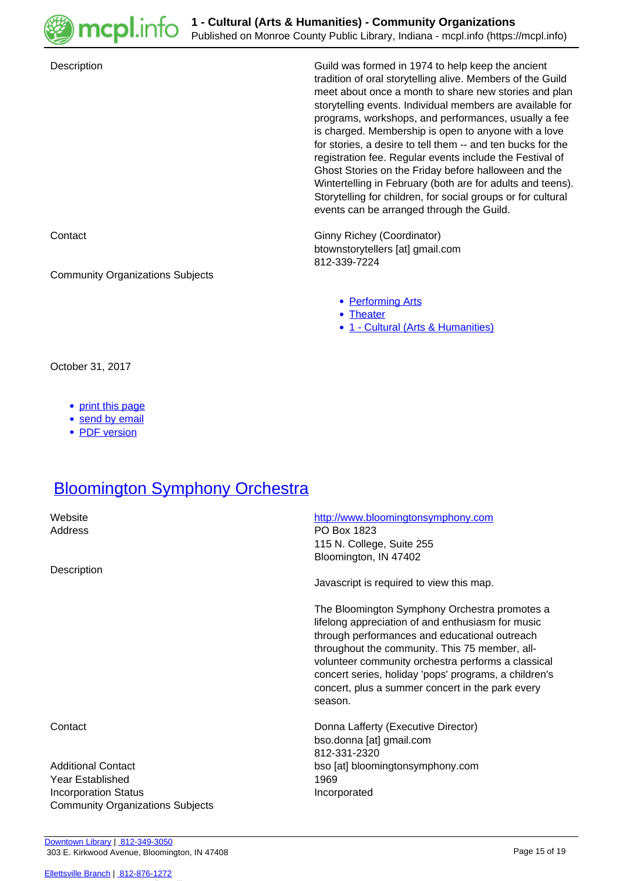| | |
|---|---|
| Description | Guild was formed in 1974 to help keep the ancient tradition of oral storytelling alive. Members of the Guild meet about once a month to share new stories and plan storytelling events. Individual members are available for programs, workshops, and performances, usually a fee is charged. Membership is open to anyone with a love for stories, a desire to tell them -- and ten bucks for the registration fee. Regular events include the Festival of Ghost Stories on the Friday before halloween and the Wintertelling in February (both are for adults and teens). Storytelling for children, for social groups or for cultural events can be arranged through the Guild. |
| Contact | Ginny Richey (Coordinator)<br>btownstorytellers [at] gmail.com<br>812-339-7224 |
| Community Organizations Subjects | • Performing Arts<br>• Theater<br>• 1 - Cultural (Arts & Humanities) |

October 31, 2017

- print this page
- send by email
- PDF version

## Bloomington Symphony Orchestra

| | |
|---|---|
| Website | http://www.bloomingtonsymphony.com |
| Address | PO Box 1823<br>115 N. College, Suite 255<br>Bloomington, IN 47402 |
| Description | Javascript is required to view this map.<br><br>The Bloomington Symphony Orchestra promotes a lifelong appreciation of and enthusiasm for music through performances and educational outreach throughout the community. This 75 member, all-volunteer community orchestra performs a classical concert series, holiday 'pops' programs, a children's concert, plus a summer concert in the park every season. |
| Contact | Donna Lafferty (Executive Director)<br>bso.donna [at] gmail.com<br>812-331-2320 |
| Additional Contact | bso [at] bloomingtonsymphony.com |
| Year Established | 1969 |
| Incorporation Status | Incorporated |
| Community Organizations Subjects | |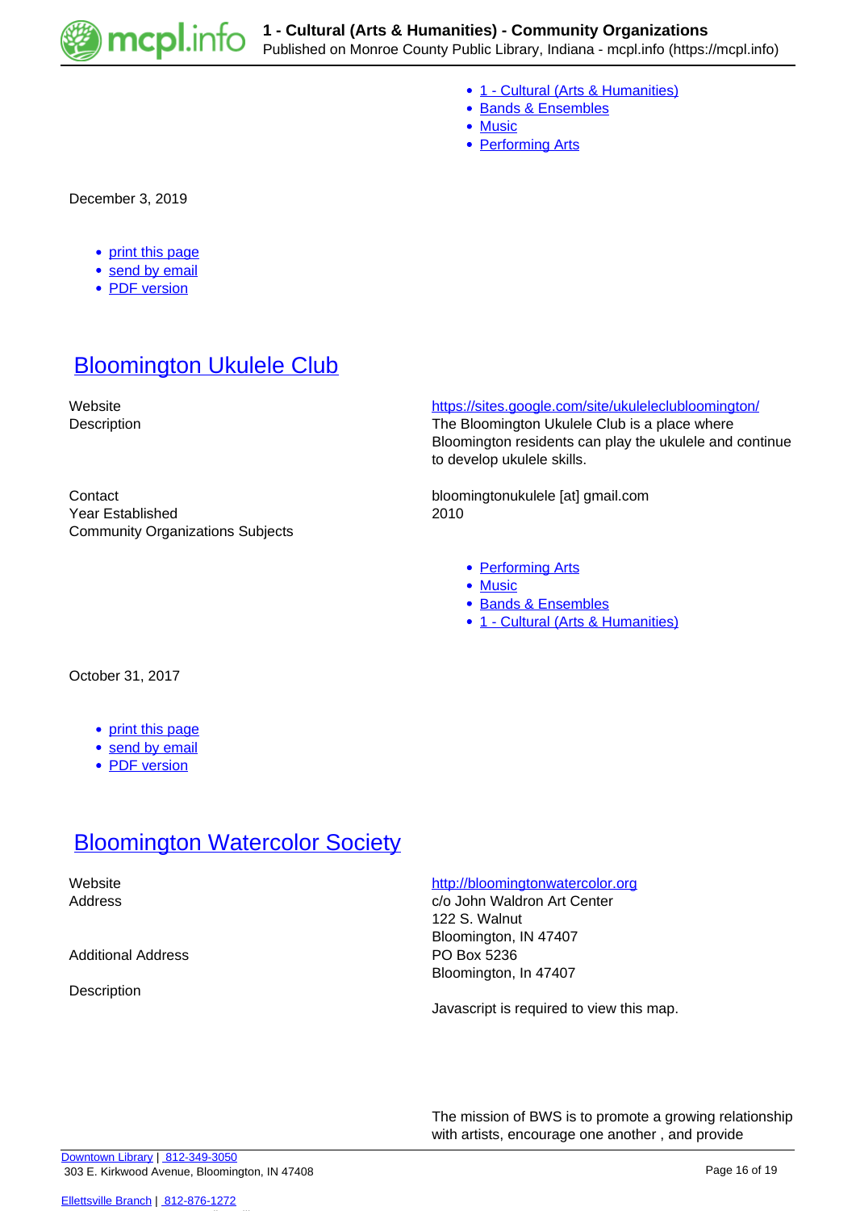- 1 - Cultural (Arts & Humanities)
- Bands & Ensembles
- Music
- Performing Arts

December 3, 2019

- print this page
- send by email
- PDF version

## Bloomington Ukulele Club

| | |
|---|---|
| Website | https://sites.google.com/site/ukuleleclubbloomington/ |
| Description | The Bloomington Ukulele Club is a place where Bloomington residents can play the ukulele and continue to develop ukulele skills. |
| Contact | bloomingtonukulele [at] gmail.com |
| Year Established | 2010 |
| Community Organizations Subjects | |

- Performing Arts
- Music
- Bands & Ensembles
- 1 - Cultural (Arts & Humanities)

October 31, 2017

- print this page
- send by email
- PDF version

## Bloomington Watercolor Society

| | |
|---|---|
| Website | http://bloomingtonwatercolor.org |
| Address | c/o John Waldron Art Center<br>122 S. Walnut<br>Bloomington, IN 47407 |
| Additional Address | PO Box 5236<br>Bloomington, In 47407 |
| Description | Javascript is required to view this map.<br><br>The mission of BWS is to promote a growing relationship with artists, encourage one another , and provide |

Downtown Library | 812-349-3050
303 E. Kirkwood Avenue, Bloomington, IN 47408

Ellettsville Branch | 812-876-1272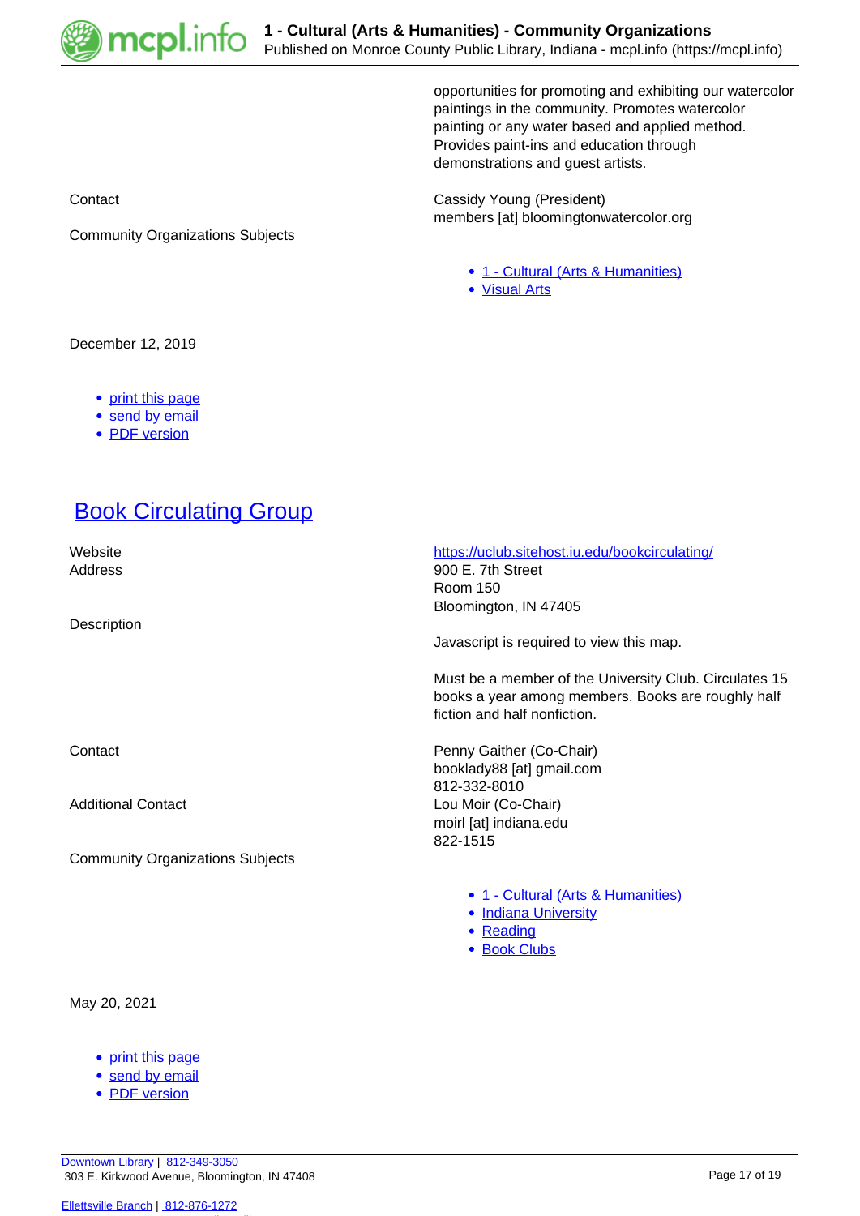| | |
|---|---|
| | opportunities for promoting and exhibiting our watercolor paintings in the community. Promotes watercolor painting or any water based and applied method. Provides paint-ins and education through demonstrations and guest artists. |
| Contact | Cassidy Young (President)<br>members [at] bloomingtonwatercolor.org |
| Community Organizations Subjects | - 1 - Cultural (Arts & Humanities)<br>- Visual Arts |

December 12, 2019

- print this page
- send by email
- PDF version

## Book Circulating Group

| | |
|---|---|
| Website | https://uclub.sitehost.iu.edu/bookcirculating/ |
| Address | 900 E. 7th Street<br>Room 150<br>Bloomington, IN 47405 |
| Description | Javascript is required to view this map.<br><br>Must be a member of the University Club. Circulates 15 books a year among members. Books are roughly half fiction and half nonfiction. |
| Contact | Penny Gaither (Co-Chair)<br>booklady88 [at] gmail.com<br>812-332-8010 |
| Additional Contact | Lou Moir (Co-Chair)<br>moirl [at] indiana.edu<br>822-1515 |
| Community Organizations Subjects | - 1 - Cultural (Arts & Humanities)<br>- Indiana University<br>- Reading<br>- Book Clubs |

May 20, 2021

- print this page
- send by email
- PDF version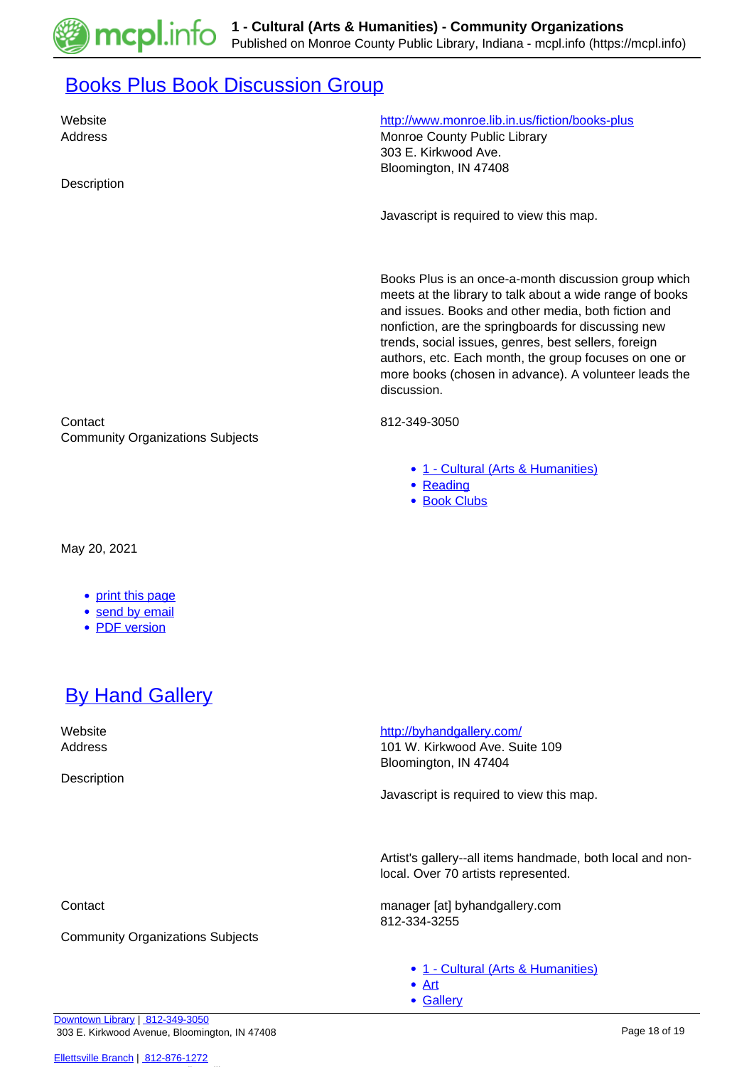## [Books Plus Book Discussion Group](#)

| | |
|---|---|
| Website | [http://www.monroe.lib.in.us/fiction/books-plus](http://www.monroe.lib.in.us/fiction/books-plus) |
| Address | Monroe County Public Library<br>303 E. Kirkwood Ave.<br>Bloomington, IN 47408 |
| Description | Javascript is required to view this map.<br><br>Books Plus is an once-a-month discussion group which meets at the library to talk about a wide range of books and issues. Books and other media, both fiction and nonfiction, are the springboards for discussing new trends, social issues, genres, best sellers, foreign authors, etc. Each month, the group focuses on one or more books (chosen in advance). A volunteer leads the discussion. |
| Contact | 812-349-3050 |
| Community Organizations Subjects | - [1 - Cultural (Arts & Humanities)](#)<br>- [Reading](#)<br>- [Book Clubs](#) |

May 20, 2021

- [print this page](#)
- [send by email](#)
- [PDF version](#)

## [By Hand Gallery](#)

| | |
|---|---|
| Website | [http://byhandgallery.com/](http://byhandgallery.com/) |
| Address | 101 W. Kirkwood Ave. Suite 109<br>Bloomington, IN 47404 |
| Description | Javascript is required to view this map.<br><br>Artist's gallery--all items handmade, both local and non-local. Over 70 artists represented. |
| Contact | manager [at] byhandgallery.com<br>812-334-3255 |
| Community Organizations Subjects | - [1 - Cultural (Arts & Humanities)](#)<br>- [Art](#)<br>- [Gallery](#) |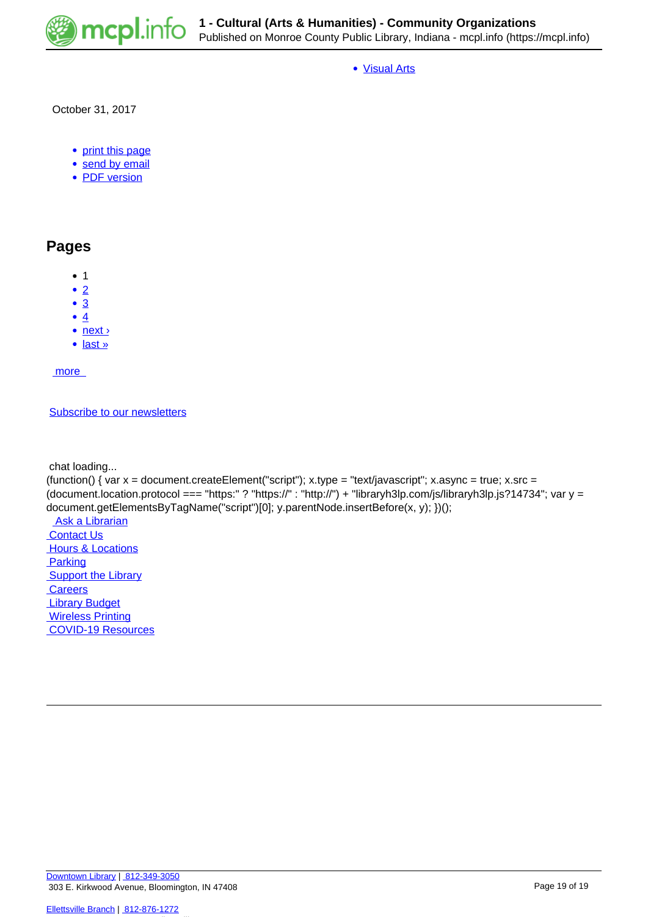- Visual Arts

October 31, 2017

- print this page
- send by email
- PDF version

## Pages

- 1
- 2
- 3
- 4
- next ›
- last »

more

Subscribe to our newsletters

chat loading...

```
(function() { var x = document.createElement("script"); x.type = "text/javascript"; x.async = true; x.src = (document.location.protocol === "https:" ? "https://" : "http://") + "libraryh3lp.com/js/libraryh3lp.js?14734"; var y = document.getElementsByTagName("script")[0]; y.parentNode.insertBefore(x, y); })();
```

Ask a Librarian
Contact Us
Hours & Locations
Parking
Support the Library
Careers
Library Budget
Wireless Printing
COVID-19 Resources

Downtown Library | 812-349-3050
303 E. Kirkwood Avenue, Bloomington, IN 47408

Ellettsville Branch | 812-876-1272